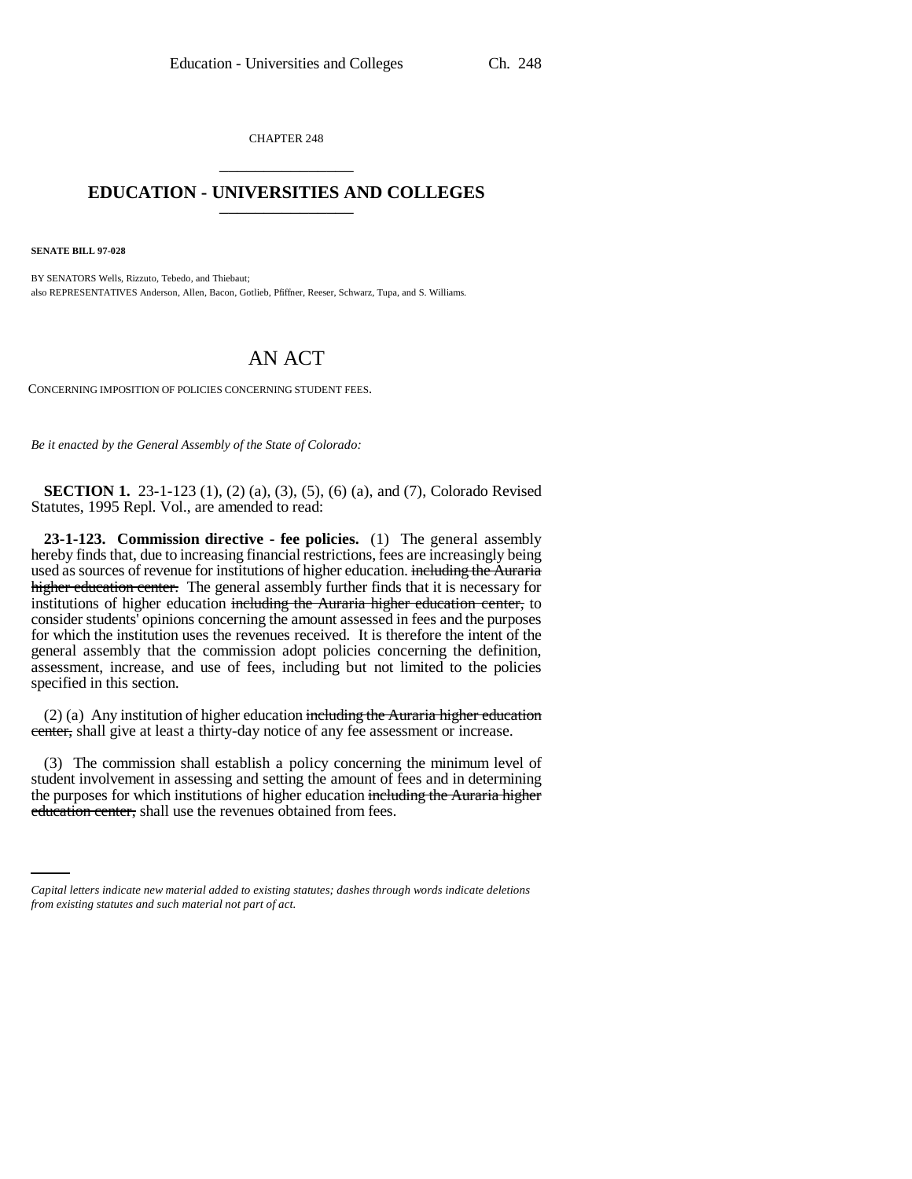CHAPTER 248

# EDUCATION - UNIVERSITIES AND COLLEGES

**SENATE BILL 97-028**

BY SENATORS Wells, Rizzuto, Tebedo, and Thiebaut;
also REPRESENTATIVES Anderson, Allen, Bacon, Gotlieb, Pfiffner, Reeser, Schwarz, Tupa, and S. Williams.

## AN ACT

CONCERNING IMPOSITION OF POLICIES CONCERNING STUDENT FEES.

*Be it enacted by the General Assembly of the State of Colorado:*

**SECTION 1.** 23-1-123 (1), (2) (a), (3), (5), (6) (a), and (7), Colorado Revised Statutes, 1995 Repl. Vol., are amended to read:

**23-1-123. Commission directive - fee policies.** (1) The general assembly hereby finds that, due to increasing financial restrictions, fees are increasingly being used as sources of revenue for institutions of higher education. ~~including the Auraria higher education center.~~ The general assembly further finds that it is necessary for institutions of higher education ~~including the Auraria higher education center,~~ to consider students' opinions concerning the amount assessed in fees and the purposes for which the institution uses the revenues received. It is therefore the intent of the general assembly that the commission adopt policies concerning the definition, assessment, increase, and use of fees, including but not limited to the policies specified in this section.

(2) (a) Any institution of higher education ~~including the Auraria higher education center,~~ shall give at least a thirty-day notice of any fee assessment or increase.

(3) The commission shall establish a policy concerning the minimum level of student involvement in assessing and setting the amount of fees and in determining the purposes for which institutions of higher education ~~including the Auraria higher education center,~~ shall use the revenues obtained from fees.

*Capital letters indicate new material added to existing statutes; dashes through words indicate deletions from existing statutes and such material not part of act.*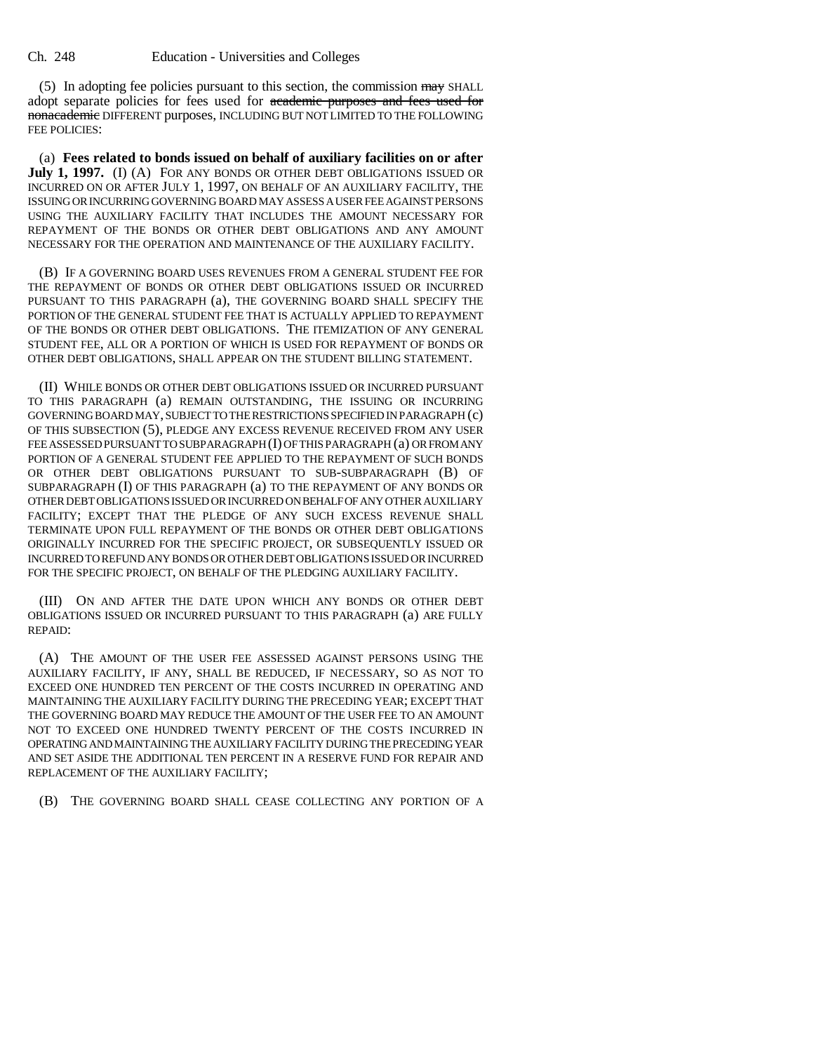(5) In adopting fee policies pursuant to this section, the commission ~~may~~ SHALL adopt separate policies for fees used for ~~academic purposes and fees used for nonacademic~~ DIFFERENT purposes, INCLUDING BUT NOT LIMITED TO THE FOLLOWING FEE POLICIES:

(a) **Fees related to bonds issued on behalf of auxiliary facilities on or after July 1, 1997.** (I) (A) FOR ANY BONDS OR OTHER DEBT OBLIGATIONS ISSUED OR INCURRED ON OR AFTER JULY 1, 1997, ON BEHALF OF AN AUXILIARY FACILITY, THE ISSUING OR INCURRING GOVERNING BOARD MAY ASSESS A USER FEE AGAINST PERSONS USING THE AUXILIARY FACILITY THAT INCLUDES THE AMOUNT NECESSARY FOR REPAYMENT OF THE BONDS OR OTHER DEBT OBLIGATIONS AND ANY AMOUNT NECESSARY FOR THE OPERATION AND MAINTENANCE OF THE AUXILIARY FACILITY.

(B) IF A GOVERNING BOARD USES REVENUES FROM A GENERAL STUDENT FEE FOR THE REPAYMENT OF BONDS OR OTHER DEBT OBLIGATIONS ISSUED OR INCURRED PURSUANT TO THIS PARAGRAPH (a), THE GOVERNING BOARD SHALL SPECIFY THE PORTION OF THE GENERAL STUDENT FEE THAT IS ACTUALLY APPLIED TO REPAYMENT OF THE BONDS OR OTHER DEBT OBLIGATIONS. THE ITEMIZATION OF ANY GENERAL STUDENT FEE, ALL OR A PORTION OF WHICH IS USED FOR REPAYMENT OF BONDS OR OTHER DEBT OBLIGATIONS, SHALL APPEAR ON THE STUDENT BILLING STATEMENT.

(II) WHILE BONDS OR OTHER DEBT OBLIGATIONS ISSUED OR INCURRED PURSUANT TO THIS PARAGRAPH (a) REMAIN OUTSTANDING, THE ISSUING OR INCURRING GOVERNING BOARD MAY, SUBJECT TO THE RESTRICTIONS SPECIFIED IN PARAGRAPH (c) OF THIS SUBSECTION (5), PLEDGE ANY EXCESS REVENUE RECEIVED FROM ANY USER FEE ASSESSED PURSUANT TO SUBPARAGRAPH (I) OF THIS PARAGRAPH (a) OR FROM ANY PORTION OF A GENERAL STUDENT FEE APPLIED TO THE REPAYMENT OF SUCH BONDS OR OTHER DEBT OBLIGATIONS PURSUANT TO SUB-SUBPARAGRAPH (B) OF SUBPARAGRAPH (I) OF THIS PARAGRAPH (a) TO THE REPAYMENT OF ANY BONDS OR OTHER DEBT OBLIGATIONS ISSUED OR INCURRED ON BEHALF OF ANY OTHER AUXILIARY FACILITY; EXCEPT THAT THE PLEDGE OF ANY SUCH EXCESS REVENUE SHALL TERMINATE UPON FULL REPAYMENT OF THE BONDS OR OTHER DEBT OBLIGATIONS ORIGINALLY INCURRED FOR THE SPECIFIC PROJECT, OR SUBSEQUENTLY ISSUED OR INCURRED TO REFUND ANY BONDS OR OTHER DEBT OBLIGATIONS ISSUED OR INCURRED FOR THE SPECIFIC PROJECT, ON BEHALF OF THE PLEDGING AUXILIARY FACILITY.

(III) ON AND AFTER THE DATE UPON WHICH ANY BONDS OR OTHER DEBT OBLIGATIONS ISSUED OR INCURRED PURSUANT TO THIS PARAGRAPH (a) ARE FULLY REPAID:

(A) THE AMOUNT OF THE USER FEE ASSESSED AGAINST PERSONS USING THE AUXILIARY FACILITY, IF ANY, SHALL BE REDUCED, IF NECESSARY, SO AS NOT TO EXCEED ONE HUNDRED TEN PERCENT OF THE COSTS INCURRED IN OPERATING AND MAINTAINING THE AUXILIARY FACILITY DURING THE PRECEDING YEAR; EXCEPT THAT THE GOVERNING BOARD MAY REDUCE THE AMOUNT OF THE USER FEE TO AN AMOUNT NOT TO EXCEED ONE HUNDRED TWENTY PERCENT OF THE COSTS INCURRED IN OPERATING AND MAINTAINING THE AUXILIARY FACILITY DURING THE PRECEDING YEAR AND SET ASIDE THE ADDITIONAL TEN PERCENT IN A RESERVE FUND FOR REPAIR AND REPLACEMENT OF THE AUXILIARY FACILITY;

(B) THE GOVERNING BOARD SHALL CEASE COLLECTING ANY PORTION OF A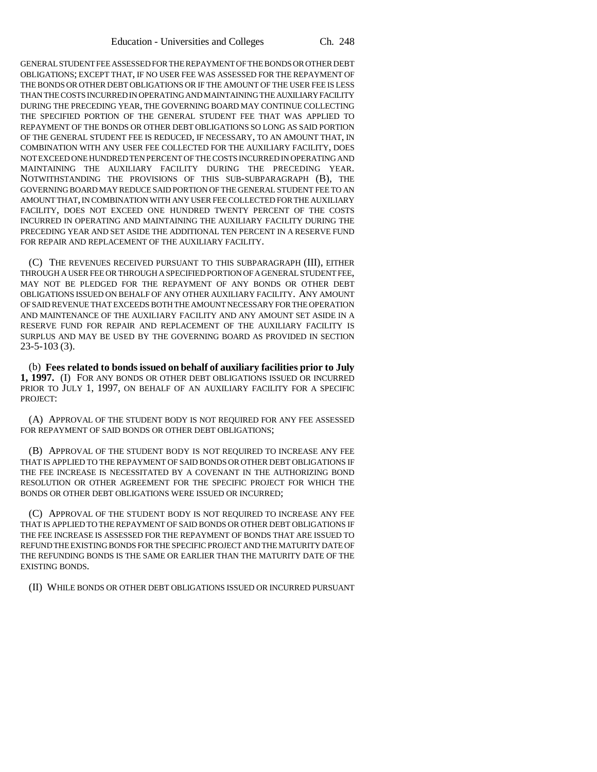GENERAL STUDENT FEE ASSESSED FOR THE REPAYMENT OF THE BONDS OR OTHER DEBT OBLIGATIONS; EXCEPT THAT, IF NO USER FEE WAS ASSESSED FOR THE REPAYMENT OF THE BONDS OR OTHER DEBT OBLIGATIONS OR IF THE AMOUNT OF THE USER FEE IS LESS THAN THE COSTS INCURRED IN OPERATING AND MAINTAINING THE AUXILIARY FACILITY DURING THE PRECEDING YEAR, THE GOVERNING BOARD MAY CONTINUE COLLECTING THE SPECIFIED PORTION OF THE GENERAL STUDENT FEE THAT WAS APPLIED TO REPAYMENT OF THE BONDS OR OTHER DEBT OBLIGATIONS SO LONG AS SAID PORTION OF THE GENERAL STUDENT FEE IS REDUCED, IF NECESSARY, TO AN AMOUNT THAT, IN COMBINATION WITH ANY USER FEE COLLECTED FOR THE AUXILIARY FACILITY, DOES NOT EXCEED ONE HUNDRED TEN PERCENT OF THE COSTS INCURRED IN OPERATING AND MAINTAINING THE AUXILIARY FACILITY DURING THE PRECEDING YEAR. NOTWITHSTANDING THE PROVISIONS OF THIS SUB-SUBPARAGRAPH (B), THE GOVERNING BOARD MAY REDUCE SAID PORTION OF THE GENERAL STUDENT FEE TO AN AMOUNT THAT, IN COMBINATION WITH ANY USER FEE COLLECTED FOR THE AUXILIARY FACILITY, DOES NOT EXCEED ONE HUNDRED TWENTY PERCENT OF THE COSTS INCURRED IN OPERATING AND MAINTAINING THE AUXILIARY FACILITY DURING THE PRECEDING YEAR AND SET ASIDE THE ADDITIONAL TEN PERCENT IN A RESERVE FUND FOR REPAIR AND REPLACEMENT OF THE AUXILIARY FACILITY.

(C) THE REVENUES RECEIVED PURSUANT TO THIS SUBPARAGRAPH (III), EITHER THROUGH A USER FEE OR THROUGH A SPECIFIED PORTION OF A GENERAL STUDENT FEE, MAY NOT BE PLEDGED FOR THE REPAYMENT OF ANY BONDS OR OTHER DEBT OBLIGATIONS ISSUED ON BEHALF OF ANY OTHER AUXILIARY FACILITY. ANY AMOUNT OF SAID REVENUE THAT EXCEEDS BOTH THE AMOUNT NECESSARY FOR THE OPERATION AND MAINTENANCE OF THE AUXILIARY FACILITY AND ANY AMOUNT SET ASIDE IN A RESERVE FUND FOR REPAIR AND REPLACEMENT OF THE AUXILIARY FACILITY IS SURPLUS AND MAY BE USED BY THE GOVERNING BOARD AS PROVIDED IN SECTION 23-5-103 (3).

(b) **Fees related to bonds issued on behalf of auxiliary facilities prior to July 1, 1997.** (I) FOR ANY BONDS OR OTHER DEBT OBLIGATIONS ISSUED OR INCURRED PRIOR TO JULY 1, 1997, ON BEHALF OF AN AUXILIARY FACILITY FOR A SPECIFIC PROJECT:

(A) APPROVAL OF THE STUDENT BODY IS NOT REQUIRED FOR ANY FEE ASSESSED FOR REPAYMENT OF SAID BONDS OR OTHER DEBT OBLIGATIONS;

(B) APPROVAL OF THE STUDENT BODY IS NOT REQUIRED TO INCREASE ANY FEE THAT IS APPLIED TO THE REPAYMENT OF SAID BONDS OR OTHER DEBT OBLIGATIONS IF THE FEE INCREASE IS NECESSITATED BY A COVENANT IN THE AUTHORIZING BOND RESOLUTION OR OTHER AGREEMENT FOR THE SPECIFIC PROJECT FOR WHICH THE BONDS OR OTHER DEBT OBLIGATIONS WERE ISSUED OR INCURRED;

(C) APPROVAL OF THE STUDENT BODY IS NOT REQUIRED TO INCREASE ANY FEE THAT IS APPLIED TO THE REPAYMENT OF SAID BONDS OR OTHER DEBT OBLIGATIONS IF THE FEE INCREASE IS ASSESSED FOR THE REPAYMENT OF BONDS THAT ARE ISSUED TO REFUND THE EXISTING BONDS FOR THE SPECIFIC PROJECT AND THE MATURITY DATE OF THE REFUNDING BONDS IS THE SAME OR EARLIER THAN THE MATURITY DATE OF THE EXISTING BONDS.

(II) WHILE BONDS OR OTHER DEBT OBLIGATIONS ISSUED OR INCURRED PURSUANT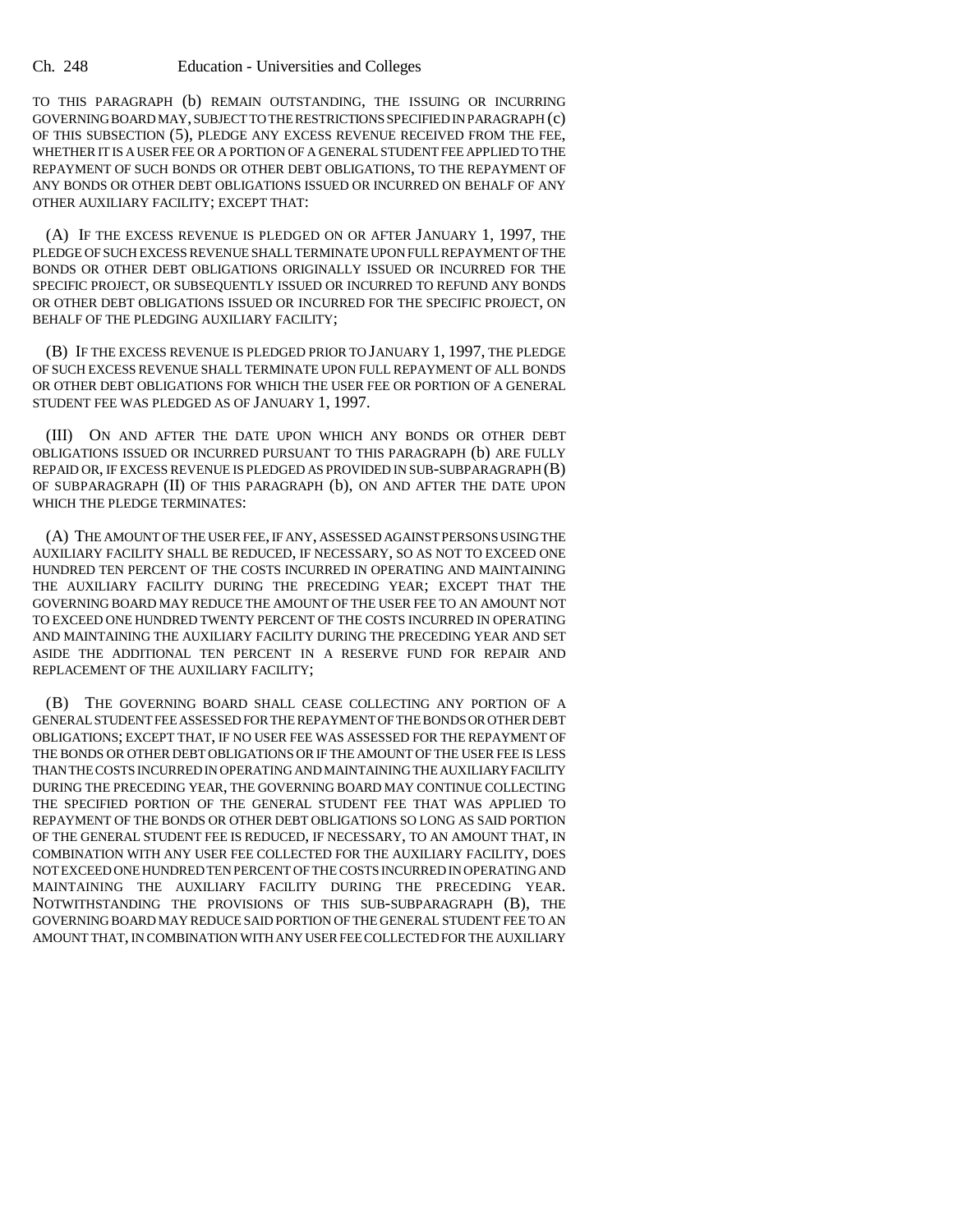TO THIS PARAGRAPH (b) REMAIN OUTSTANDING, THE ISSUING OR INCURRING GOVERNING BOARD MAY, SUBJECT TO THE RESTRICTIONS SPECIFIED IN PARAGRAPH (c) OF THIS SUBSECTION (5), PLEDGE ANY EXCESS REVENUE RECEIVED FROM THE FEE, WHETHER IT IS A USER FEE OR A PORTION OF A GENERAL STUDENT FEE APPLIED TO THE REPAYMENT OF SUCH BONDS OR OTHER DEBT OBLIGATIONS, TO THE REPAYMENT OF ANY BONDS OR OTHER DEBT OBLIGATIONS ISSUED OR INCURRED ON BEHALF OF ANY OTHER AUXILIARY FACILITY; EXCEPT THAT:

(A) IF THE EXCESS REVENUE IS PLEDGED ON OR AFTER JANUARY 1, 1997, THE PLEDGE OF SUCH EXCESS REVENUE SHALL TERMINATE UPON FULL REPAYMENT OF THE BONDS OR OTHER DEBT OBLIGATIONS ORIGINALLY ISSUED OR INCURRED FOR THE SPECIFIC PROJECT, OR SUBSEQUENTLY ISSUED OR INCURRED TO REFUND ANY BONDS OR OTHER DEBT OBLIGATIONS ISSUED OR INCURRED FOR THE SPECIFIC PROJECT, ON BEHALF OF THE PLEDGING AUXILIARY FACILITY;

(B) IF THE EXCESS REVENUE IS PLEDGED PRIOR TO JANUARY 1, 1997, THE PLEDGE OF SUCH EXCESS REVENUE SHALL TERMINATE UPON FULL REPAYMENT OF ALL BONDS OR OTHER DEBT OBLIGATIONS FOR WHICH THE USER FEE OR PORTION OF A GENERAL STUDENT FEE WAS PLEDGED AS OF JANUARY 1, 1997.

(III) ON AND AFTER THE DATE UPON WHICH ANY BONDS OR OTHER DEBT OBLIGATIONS ISSUED OR INCURRED PURSUANT TO THIS PARAGRAPH (b) ARE FULLY REPAID OR, IF EXCESS REVENUE IS PLEDGED AS PROVIDED IN SUB-SUBPARAGRAPH (B) OF SUBPARAGRAPH (II) OF THIS PARAGRAPH (b), ON AND AFTER THE DATE UPON WHICH THE PLEDGE TERMINATES:

(A) THE AMOUNT OF THE USER FEE, IF ANY, ASSESSED AGAINST PERSONS USING THE AUXILIARY FACILITY SHALL BE REDUCED, IF NECESSARY, SO AS NOT TO EXCEED ONE HUNDRED TEN PERCENT OF THE COSTS INCURRED IN OPERATING AND MAINTAINING THE AUXILIARY FACILITY DURING THE PRECEDING YEAR; EXCEPT THAT THE GOVERNING BOARD MAY REDUCE THE AMOUNT OF THE USER FEE TO AN AMOUNT NOT TO EXCEED ONE HUNDRED TWENTY PERCENT OF THE COSTS INCURRED IN OPERATING AND MAINTAINING THE AUXILIARY FACILITY DURING THE PRECEDING YEAR AND SET ASIDE THE ADDITIONAL TEN PERCENT IN A RESERVE FUND FOR REPAIR AND REPLACEMENT OF THE AUXILIARY FACILITY;

(B) THE GOVERNING BOARD SHALL CEASE COLLECTING ANY PORTION OF A GENERAL STUDENT FEE ASSESSED FOR THE REPAYMENT OF THE BONDS OR OTHER DEBT OBLIGATIONS; EXCEPT THAT, IF NO USER FEE WAS ASSESSED FOR THE REPAYMENT OF THE BONDS OR OTHER DEBT OBLIGATIONS OR IF THE AMOUNT OF THE USER FEE IS LESS THAN THE COSTS INCURRED IN OPERATING AND MAINTAINING THE AUXILIARY FACILITY DURING THE PRECEDING YEAR, THE GOVERNING BOARD MAY CONTINUE COLLECTING THE SPECIFIED PORTION OF THE GENERAL STUDENT FEE THAT WAS APPLIED TO REPAYMENT OF THE BONDS OR OTHER DEBT OBLIGATIONS SO LONG AS SAID PORTION OF THE GENERAL STUDENT FEE IS REDUCED, IF NECESSARY, TO AN AMOUNT THAT, IN COMBINATION WITH ANY USER FEE COLLECTED FOR THE AUXILIARY FACILITY, DOES NOT EXCEED ONE HUNDRED TEN PERCENT OF THE COSTS INCURRED IN OPERATING AND MAINTAINING THE AUXILIARY FACILITY DURING THE PRECEDING YEAR. NOTWITHSTANDING THE PROVISIONS OF THIS SUB-SUBPARAGRAPH (B), THE GOVERNING BOARD MAY REDUCE SAID PORTION OF THE GENERAL STUDENT FEE TO AN AMOUNT THAT, IN COMBINATION WITH ANY USER FEE COLLECTED FOR THE AUXILIARY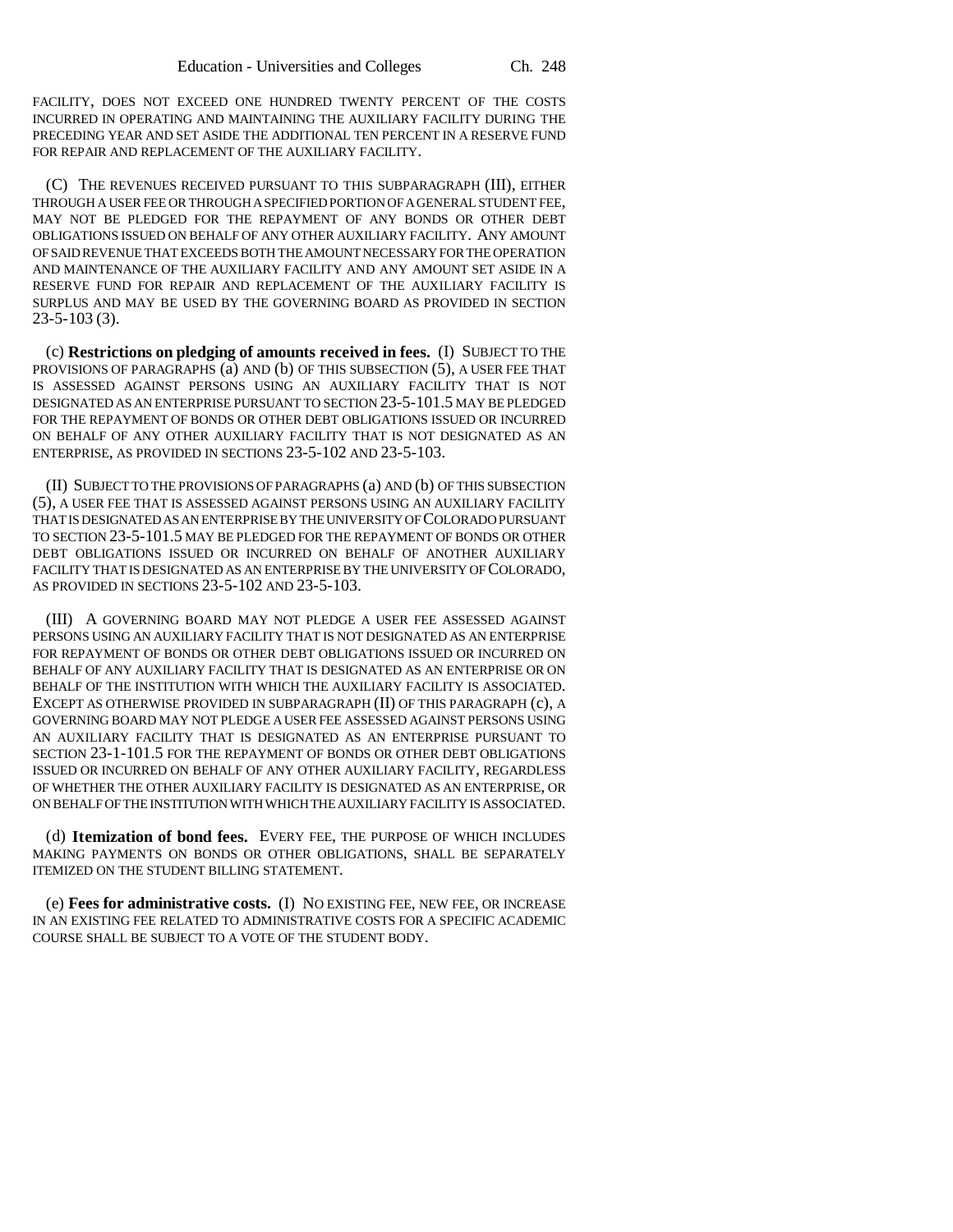FACILITY, DOES NOT EXCEED ONE HUNDRED TWENTY PERCENT OF THE COSTS INCURRED IN OPERATING AND MAINTAINING THE AUXILIARY FACILITY DURING THE PRECEDING YEAR AND SET ASIDE THE ADDITIONAL TEN PERCENT IN A RESERVE FUND FOR REPAIR AND REPLACEMENT OF THE AUXILIARY FACILITY.

(C) THE REVENUES RECEIVED PURSUANT TO THIS SUBPARAGRAPH (III), EITHER THROUGH A USER FEE OR THROUGH A SPECIFIED PORTION OF A GENERAL STUDENT FEE, MAY NOT BE PLEDGED FOR THE REPAYMENT OF ANY BONDS OR OTHER DEBT OBLIGATIONS ISSUED ON BEHALF OF ANY OTHER AUXILIARY FACILITY. ANY AMOUNT OF SAID REVENUE THAT EXCEEDS BOTH THE AMOUNT NECESSARY FOR THE OPERATION AND MAINTENANCE OF THE AUXILIARY FACILITY AND ANY AMOUNT SET ASIDE IN A RESERVE FUND FOR REPAIR AND REPLACEMENT OF THE AUXILIARY FACILITY IS SURPLUS AND MAY BE USED BY THE GOVERNING BOARD AS PROVIDED IN SECTION 23-5-103 (3).

(c) **Restrictions on pledging of amounts received in fees.** (I) SUBJECT TO THE PROVISIONS OF PARAGRAPHS (a) AND (b) OF THIS SUBSECTION (5), A USER FEE THAT IS ASSESSED AGAINST PERSONS USING AN AUXILIARY FACILITY THAT IS NOT DESIGNATED AS AN ENTERPRISE PURSUANT TO SECTION 23-5-101.5 MAY BE PLEDGED FOR THE REPAYMENT OF BONDS OR OTHER DEBT OBLIGATIONS ISSUED OR INCURRED ON BEHALF OF ANY OTHER AUXILIARY FACILITY THAT IS NOT DESIGNATED AS AN ENTERPRISE, AS PROVIDED IN SECTIONS 23-5-102 AND 23-5-103.

(II) SUBJECT TO THE PROVISIONS OF PARAGRAPHS (a) AND (b) OF THIS SUBSECTION (5), A USER FEE THAT IS ASSESSED AGAINST PERSONS USING AN AUXILIARY FACILITY THAT IS DESIGNATED AS AN ENTERPRISE BY THE UNIVERSITY OF COLORADO PURSUANT TO SECTION 23-5-101.5 MAY BE PLEDGED FOR THE REPAYMENT OF BONDS OR OTHER DEBT OBLIGATIONS ISSUED OR INCURRED ON BEHALF OF ANOTHER AUXILIARY FACILITY THAT IS DESIGNATED AS AN ENTERPRISE BY THE UNIVERSITY OF COLORADO, AS PROVIDED IN SECTIONS 23-5-102 AND 23-5-103.

(III) A GOVERNING BOARD MAY NOT PLEDGE A USER FEE ASSESSED AGAINST PERSONS USING AN AUXILIARY FACILITY THAT IS NOT DESIGNATED AS AN ENTERPRISE FOR REPAYMENT OF BONDS OR OTHER DEBT OBLIGATIONS ISSUED OR INCURRED ON BEHALF OF ANY AUXILIARY FACILITY THAT IS DESIGNATED AS AN ENTERPRISE OR ON BEHALF OF THE INSTITUTION WITH WHICH THE AUXILIARY FACILITY IS ASSOCIATED. EXCEPT AS OTHERWISE PROVIDED IN SUBPARAGRAPH (II) OF THIS PARAGRAPH (c), A GOVERNING BOARD MAY NOT PLEDGE A USER FEE ASSESSED AGAINST PERSONS USING AN AUXILIARY FACILITY THAT IS DESIGNATED AS AN ENTERPRISE PURSUANT TO SECTION 23-1-101.5 FOR THE REPAYMENT OF BONDS OR OTHER DEBT OBLIGATIONS ISSUED OR INCURRED ON BEHALF OF ANY OTHER AUXILIARY FACILITY, REGARDLESS OF WHETHER THE OTHER AUXILIARY FACILITY IS DESIGNATED AS AN ENTERPRISE, OR ON BEHALF OF THE INSTITUTION WITH WHICH THE AUXILIARY FACILITY IS ASSOCIATED.

(d) **Itemization of bond fees.** EVERY FEE, THE PURPOSE OF WHICH INCLUDES MAKING PAYMENTS ON BONDS OR OTHER OBLIGATIONS, SHALL BE SEPARATELY ITEMIZED ON THE STUDENT BILLING STATEMENT.

(e) **Fees for administrative costs.** (I) NO EXISTING FEE, NEW FEE, OR INCREASE IN AN EXISTING FEE RELATED TO ADMINISTRATIVE COSTS FOR A SPECIFIC ACADEMIC COURSE SHALL BE SUBJECT TO A VOTE OF THE STUDENT BODY.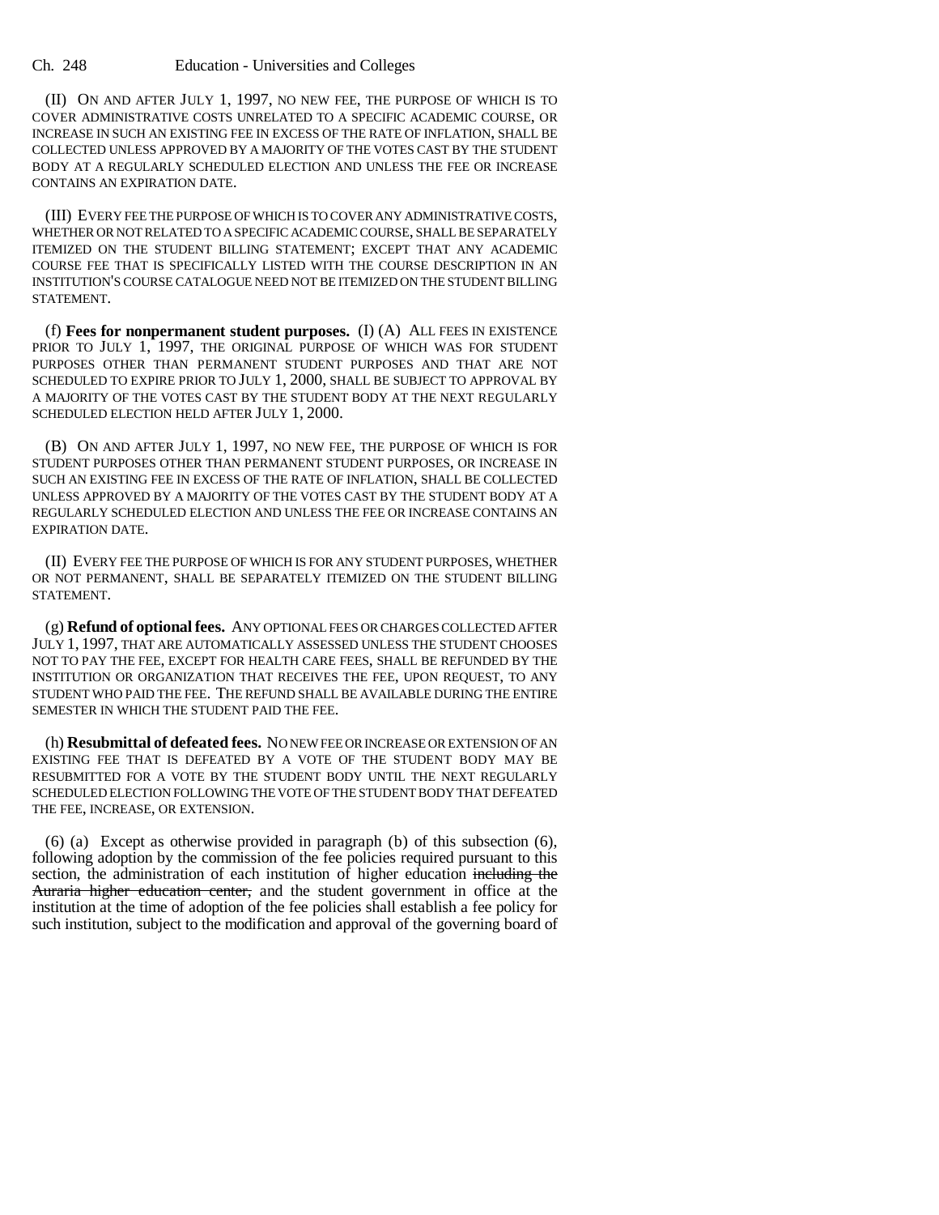(II) ON AND AFTER JULY 1, 1997, NO NEW FEE, THE PURPOSE OF WHICH IS TO COVER ADMINISTRATIVE COSTS UNRELATED TO A SPECIFIC ACADEMIC COURSE, OR INCREASE IN SUCH AN EXISTING FEE IN EXCESS OF THE RATE OF INFLATION, SHALL BE COLLECTED UNLESS APPROVED BY A MAJORITY OF THE VOTES CAST BY THE STUDENT BODY AT A REGULARLY SCHEDULED ELECTION AND UNLESS THE FEE OR INCREASE CONTAINS AN EXPIRATION DATE.

(III) EVERY FEE THE PURPOSE OF WHICH IS TO COVER ANY ADMINISTRATIVE COSTS, WHETHER OR NOT RELATED TO A SPECIFIC ACADEMIC COURSE, SHALL BE SEPARATELY ITEMIZED ON THE STUDENT BILLING STATEMENT; EXCEPT THAT ANY ACADEMIC COURSE FEE THAT IS SPECIFICALLY LISTED WITH THE COURSE DESCRIPTION IN AN INSTITUTION'S COURSE CATALOGUE NEED NOT BE ITEMIZED ON THE STUDENT BILLING STATEMENT.

(f) **Fees for nonpermanent student purposes.** (I) (A) ALL FEES IN EXISTENCE PRIOR TO JULY 1, 1997, THE ORIGINAL PURPOSE OF WHICH WAS FOR STUDENT PURPOSES OTHER THAN PERMANENT STUDENT PURPOSES AND THAT ARE NOT SCHEDULED TO EXPIRE PRIOR TO JULY 1, 2000, SHALL BE SUBJECT TO APPROVAL BY A MAJORITY OF THE VOTES CAST BY THE STUDENT BODY AT THE NEXT REGULARLY SCHEDULED ELECTION HELD AFTER JULY 1, 2000.

(B) ON AND AFTER JULY 1, 1997, NO NEW FEE, THE PURPOSE OF WHICH IS FOR STUDENT PURPOSES OTHER THAN PERMANENT STUDENT PURPOSES, OR INCREASE IN SUCH AN EXISTING FEE IN EXCESS OF THE RATE OF INFLATION, SHALL BE COLLECTED UNLESS APPROVED BY A MAJORITY OF THE VOTES CAST BY THE STUDENT BODY AT A REGULARLY SCHEDULED ELECTION AND UNLESS THE FEE OR INCREASE CONTAINS AN EXPIRATION DATE.

(II) EVERY FEE THE PURPOSE OF WHICH IS FOR ANY STUDENT PURPOSES, WHETHER OR NOT PERMANENT, SHALL BE SEPARATELY ITEMIZED ON THE STUDENT BILLING STATEMENT.

(g) **Refund of optional fees.** ANY OPTIONAL FEES OR CHARGES COLLECTED AFTER JULY 1, 1997, THAT ARE AUTOMATICALLY ASSESSED UNLESS THE STUDENT CHOOSES NOT TO PAY THE FEE, EXCEPT FOR HEALTH CARE FEES, SHALL BE REFUNDED BY THE INSTITUTION OR ORGANIZATION THAT RECEIVES THE FEE, UPON REQUEST, TO ANY STUDENT WHO PAID THE FEE. THE REFUND SHALL BE AVAILABLE DURING THE ENTIRE SEMESTER IN WHICH THE STUDENT PAID THE FEE.

(h) **Resubmittal of defeated fees.** NO NEW FEE OR INCREASE OR EXTENSION OF AN EXISTING FEE THAT IS DEFEATED BY A VOTE OF THE STUDENT BODY MAY BE RESUBMITTED FOR A VOTE BY THE STUDENT BODY UNTIL THE NEXT REGULARLY SCHEDULED ELECTION FOLLOWING THE VOTE OF THE STUDENT BODY THAT DEFEATED THE FEE, INCREASE, OR EXTENSION.

(6) (a) Except as otherwise provided in paragraph (b) of this subsection (6), following adoption by the commission of the fee policies required pursuant to this section, the administration of each institution of higher education ~~including the Auraria higher education center,~~ and the student government in office at the institution at the time of adoption of the fee policies shall establish a fee policy for such institution, subject to the modification and approval of the governing board of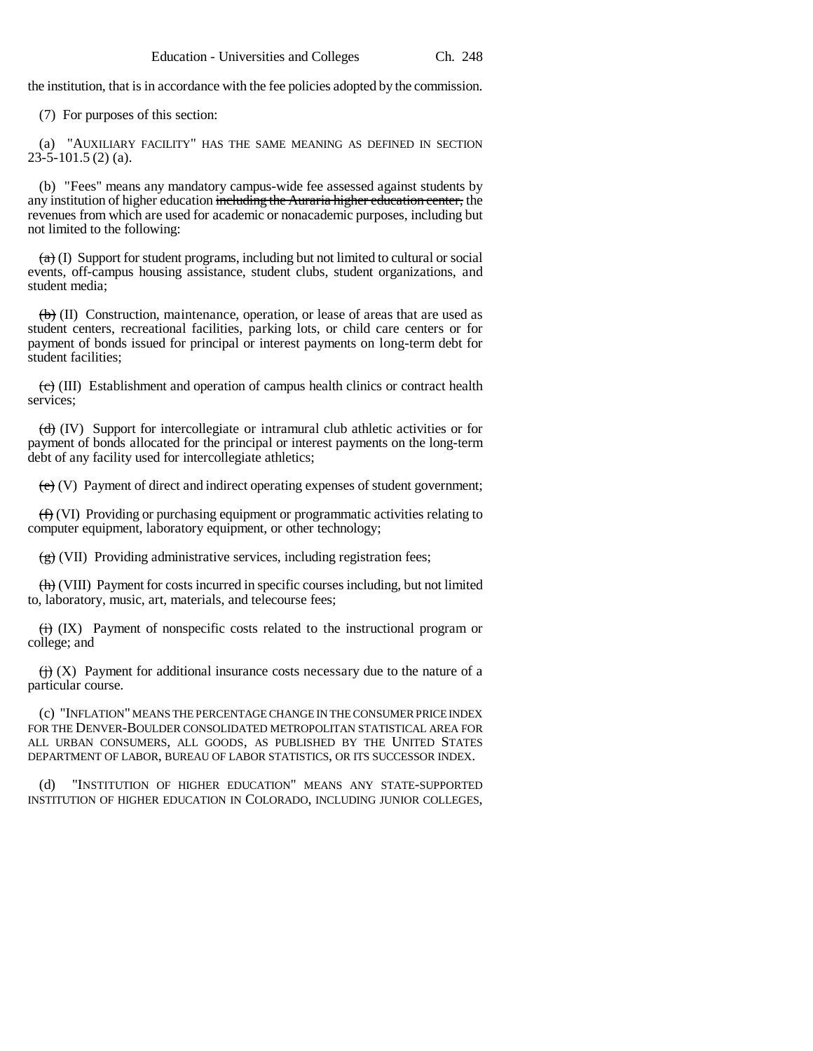the institution, that is in accordance with the fee policies adopted by the commission.

(7) For purposes of this section:

(a) "AUXILIARY FACILITY" HAS THE SAME MEANING AS DEFINED IN SECTION 23-5-101.5 (2) (a).

(b) "Fees" means any mandatory campus-wide fee assessed against students by any institution of higher education ~~including the Auraria higher education center,~~ the revenues from which are used for academic or nonacademic purposes, including but not limited to the following:

~~(a)~~ (I) Support for student programs, including but not limited to cultural or social events, off-campus housing assistance, student clubs, student organizations, and student media;

~~(b)~~ (II) Construction, maintenance, operation, or lease of areas that are used as student centers, recreational facilities, parking lots, or child care centers or for payment of bonds issued for principal or interest payments on long-term debt for student facilities;

~~(c)~~ (III) Establishment and operation of campus health clinics or contract health services;

~~(d)~~ (IV) Support for intercollegiate or intramural club athletic activities or for payment of bonds allocated for the principal or interest payments on the long-term debt of any facility used for intercollegiate athletics;

~~(e)~~ (V) Payment of direct and indirect operating expenses of student government;

~~(f)~~ (VI) Providing or purchasing equipment or programmatic activities relating to computer equipment, laboratory equipment, or other technology;

~~(g)~~ (VII) Providing administrative services, including registration fees;

~~(h)~~ (VIII) Payment for costs incurred in specific courses including, but not limited to, laboratory, music, art, materials, and telecourse fees;

~~(i)~~ (IX) Payment of nonspecific costs related to the instructional program or college; and

~~(j)~~ (X) Payment for additional insurance costs necessary due to the nature of a particular course.

(c) "INFLATION" MEANS THE PERCENTAGE CHANGE IN THE CONSUMER PRICE INDEX FOR THE DENVER-BOULDER CONSOLIDATED METROPOLITAN STATISTICAL AREA FOR ALL URBAN CONSUMERS, ALL GOODS, AS PUBLISHED BY THE UNITED STATES DEPARTMENT OF LABOR, BUREAU OF LABOR STATISTICS, OR ITS SUCCESSOR INDEX.

(d) "INSTITUTION OF HIGHER EDUCATION" MEANS ANY STATE-SUPPORTED INSTITUTION OF HIGHER EDUCATION IN COLORADO, INCLUDING JUNIOR COLLEGES,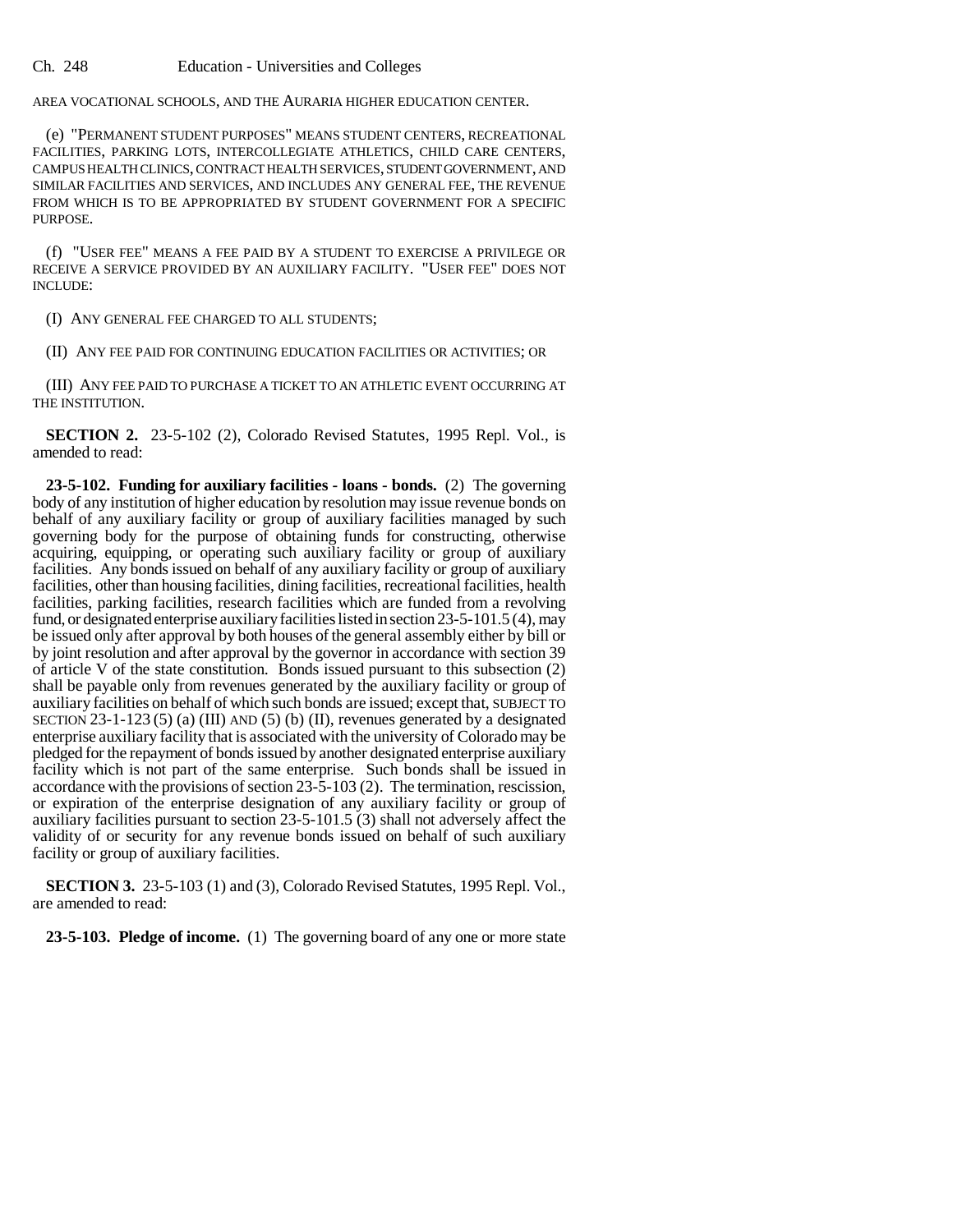AREA VOCATIONAL SCHOOLS, AND THE AURARIA HIGHER EDUCATION CENTER.

(e) "PERMANENT STUDENT PURPOSES" MEANS STUDENT CENTERS, RECREATIONAL FACILITIES, PARKING LOTS, INTERCOLLEGIATE ATHLETICS, CHILD CARE CENTERS, CAMPUS HEALTH CLINICS, CONTRACT HEALTH SERVICES, STUDENT GOVERNMENT, AND SIMILAR FACILITIES AND SERVICES, AND INCLUDES ANY GENERAL FEE, THE REVENUE FROM WHICH IS TO BE APPROPRIATED BY STUDENT GOVERNMENT FOR A SPECIFIC PURPOSE.

(f) "USER FEE" MEANS A FEE PAID BY A STUDENT TO EXERCISE A PRIVILEGE OR RECEIVE A SERVICE PROVIDED BY AN AUXILIARY FACILITY. "USER FEE" DOES NOT INCLUDE:

(I) ANY GENERAL FEE CHARGED TO ALL STUDENTS;

(II) ANY FEE PAID FOR CONTINUING EDUCATION FACILITIES OR ACTIVITIES; OR

(III) ANY FEE PAID TO PURCHASE A TICKET TO AN ATHLETIC EVENT OCCURRING AT THE INSTITUTION.

**SECTION 2.** 23-5-102 (2), Colorado Revised Statutes, 1995 Repl. Vol., is amended to read:

**23-5-102. Funding for auxiliary facilities - loans - bonds.** (2) The governing body of any institution of higher education by resolution may issue revenue bonds on behalf of any auxiliary facility or group of auxiliary facilities managed by such governing body for the purpose of obtaining funds for constructing, otherwise acquiring, equipping, or operating such auxiliary facility or group of auxiliary facilities. Any bonds issued on behalf of any auxiliary facility or group of auxiliary facilities, other than housing facilities, dining facilities, recreational facilities, health facilities, parking facilities, research facilities which are funded from a revolving fund, or designated enterprise auxiliary facilities listed in section 23-5-101.5 (4), may be issued only after approval by both houses of the general assembly either by bill or by joint resolution and after approval by the governor in accordance with section 39 of article V of the state constitution. Bonds issued pursuant to this subsection (2) shall be payable only from revenues generated by the auxiliary facility or group of auxiliary facilities on behalf of which such bonds are issued; except that, SUBJECT TO SECTION 23-1-123 (5) (a) (III) AND (5) (b) (II), revenues generated by a designated enterprise auxiliary facility that is associated with the university of Colorado may be pledged for the repayment of bonds issued by another designated enterprise auxiliary facility which is not part of the same enterprise. Such bonds shall be issued in accordance with the provisions of section 23-5-103 (2). The termination, rescission, or expiration of the enterprise designation of any auxiliary facility or group of auxiliary facilities pursuant to section 23-5-101.5 (3) shall not adversely affect the validity of or security for any revenue bonds issued on behalf of such auxiliary facility or group of auxiliary facilities.

**SECTION 3.** 23-5-103 (1) and (3), Colorado Revised Statutes, 1995 Repl. Vol., are amended to read:

**23-5-103. Pledge of income.** (1) The governing board of any one or more state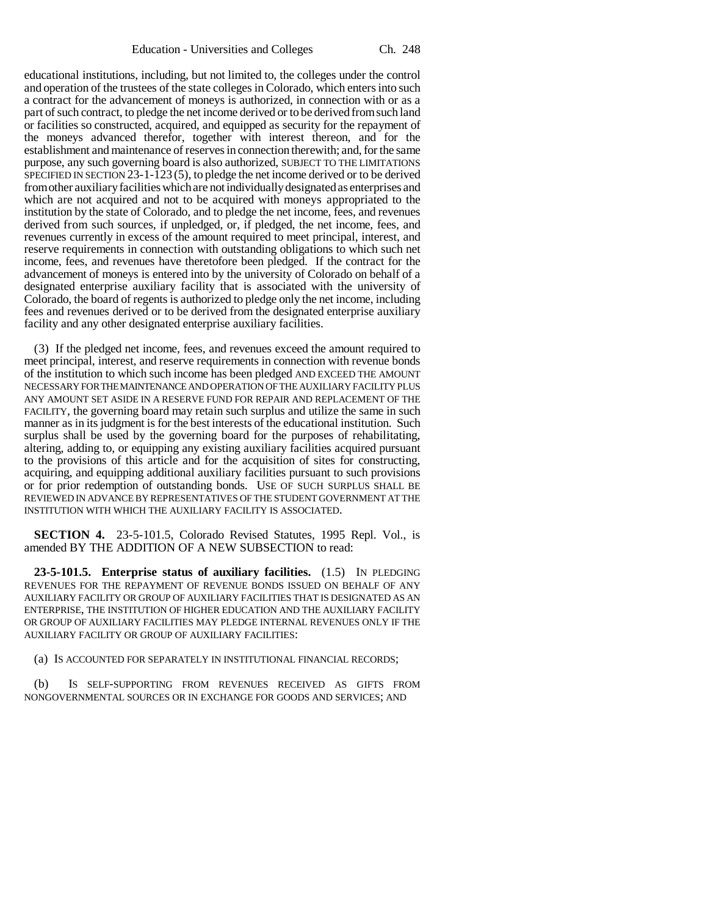educational institutions, including, but not limited to, the colleges under the control and operation of the trustees of the state colleges in Colorado, which enters into such a contract for the advancement of moneys is authorized, in connection with or as a part of such contract, to pledge the net income derived or to be derived from such land or facilities so constructed, acquired, and equipped as security for the repayment of the moneys advanced therefor, together with interest thereon, and for the establishment and maintenance of reserves in connection therewith; and, for the same purpose, any such governing board is also authorized, SUBJECT TO THE LIMITATIONS SPECIFIED IN SECTION 23-1-123 (5), to pledge the net income derived or to be derived from other auxiliary facilities which are not individually designated as enterprises and which are not acquired and not to be acquired with moneys appropriated to the institution by the state of Colorado, and to pledge the net income, fees, and revenues derived from such sources, if unpledged, or, if pledged, the net income, fees, and revenues currently in excess of the amount required to meet principal, interest, and reserve requirements in connection with outstanding obligations to which such net income, fees, and revenues have theretofore been pledged. If the contract for the advancement of moneys is entered into by the university of Colorado on behalf of a designated enterprise auxiliary facility that is associated with the university of Colorado, the board of regents is authorized to pledge only the net income, including fees and revenues derived or to be derived from the designated enterprise auxiliary facility and any other designated enterprise auxiliary facilities.

(3) If the pledged net income, fees, and revenues exceed the amount required to meet principal, interest, and reserve requirements in connection with revenue bonds of the institution to which such income has been pledged AND EXCEED THE AMOUNT NECESSARY FOR THE MAINTENANCE AND OPERATION OF THE AUXILIARY FACILITY PLUS ANY AMOUNT SET ASIDE IN A RESERVE FUND FOR REPAIR AND REPLACEMENT OF THE FACILITY, the governing board may retain such surplus and utilize the same in such manner as in its judgment is for the best interests of the educational institution. Such surplus shall be used by the governing board for the purposes of rehabilitating, altering, adding to, or equipping any existing auxiliary facilities acquired pursuant to the provisions of this article and for the acquisition of sites for constructing, acquiring, and equipping additional auxiliary facilities pursuant to such provisions or for prior redemption of outstanding bonds. USE OF SUCH SURPLUS SHALL BE REVIEWED IN ADVANCE BY REPRESENTATIVES OF THE STUDENT GOVERNMENT AT THE INSTITUTION WITH WHICH THE AUXILIARY FACILITY IS ASSOCIATED.

**SECTION 4.** 23-5-101.5, Colorado Revised Statutes, 1995 Repl. Vol., is amended BY THE ADDITION OF A NEW SUBSECTION to read:

**23-5-101.5. Enterprise status of auxiliary facilities.** (1.5) IN PLEDGING REVENUES FOR THE REPAYMENT OF REVENUE BONDS ISSUED ON BEHALF OF ANY AUXILIARY FACILITY OR GROUP OF AUXILIARY FACILITIES THAT IS DESIGNATED AS AN ENTERPRISE, THE INSTITUTION OF HIGHER EDUCATION AND THE AUXILIARY FACILITY OR GROUP OF AUXILIARY FACILITIES MAY PLEDGE INTERNAL REVENUES ONLY IF THE AUXILIARY FACILITY OR GROUP OF AUXILIARY FACILITIES:

(a) IS ACCOUNTED FOR SEPARATELY IN INSTITUTIONAL FINANCIAL RECORDS;

(b) IS SELF-SUPPORTING FROM REVENUES RECEIVED AS GIFTS FROM NONGOVERNMENTAL SOURCES OR IN EXCHANGE FOR GOODS AND SERVICES; AND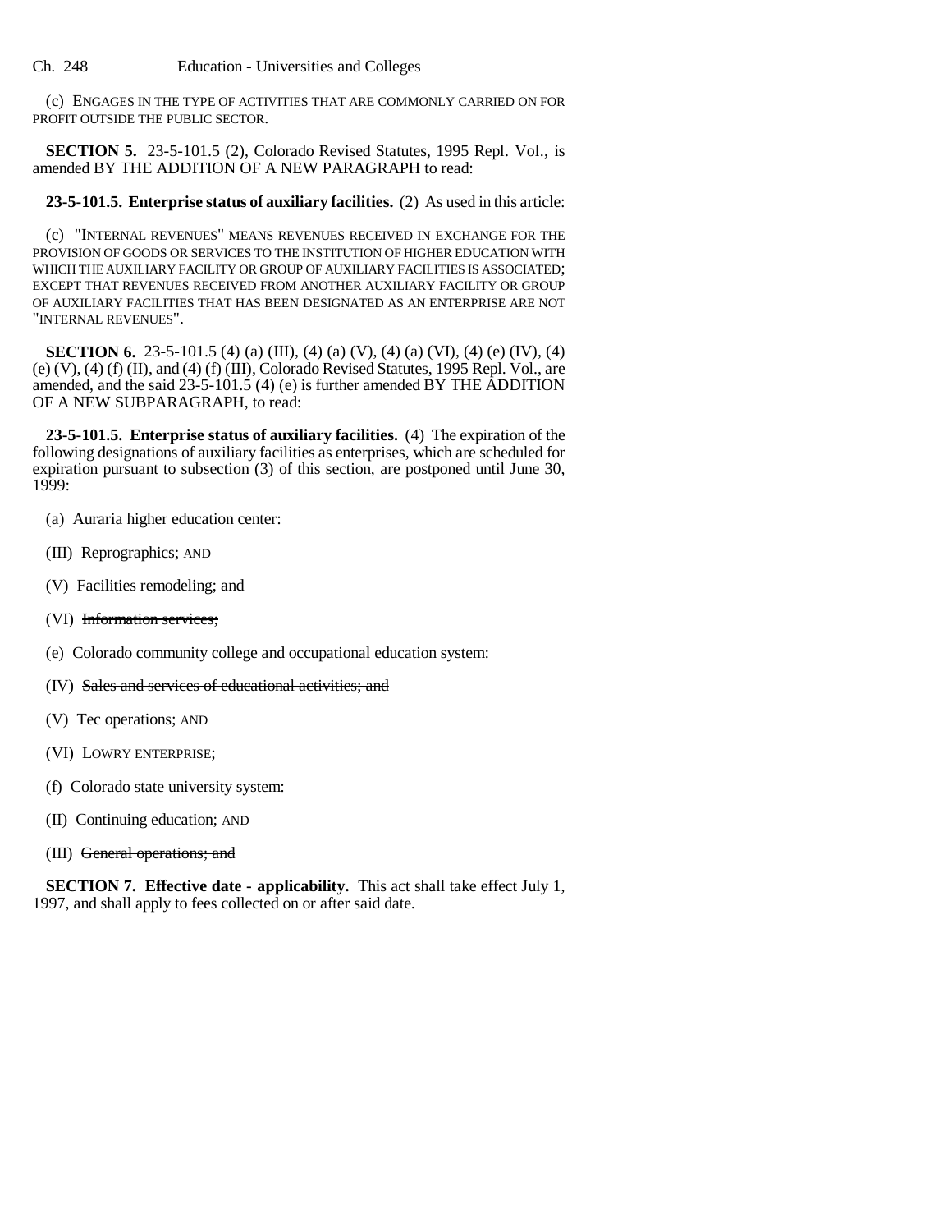(c) ENGAGES IN THE TYPE OF ACTIVITIES THAT ARE COMMONLY CARRIED ON FOR PROFIT OUTSIDE THE PUBLIC SECTOR.

**SECTION 5.** 23-5-101.5 (2), Colorado Revised Statutes, 1995 Repl. Vol., is amended BY THE ADDITION OF A NEW PARAGRAPH to read:

**23-5-101.5. Enterprise status of auxiliary facilities.** (2) As used in this article:

(c) "INTERNAL REVENUES" MEANS REVENUES RECEIVED IN EXCHANGE FOR THE PROVISION OF GOODS OR SERVICES TO THE INSTITUTION OF HIGHER EDUCATION WITH WHICH THE AUXILIARY FACILITY OR GROUP OF AUXILIARY FACILITIES IS ASSOCIATED; EXCEPT THAT REVENUES RECEIVED FROM ANOTHER AUXILIARY FACILITY OR GROUP OF AUXILIARY FACILITIES THAT HAS BEEN DESIGNATED AS AN ENTERPRISE ARE NOT "INTERNAL REVENUES".

**SECTION 6.** 23-5-101.5 (4) (a) (III), (4) (a) (V), (4) (a) (VI), (4) (e) (IV), (4) (e) (V), (4) (f) (II), and (4) (f) (III), Colorado Revised Statutes, 1995 Repl. Vol., are amended, and the said 23-5-101.5 (4) (e) is further amended BY THE ADDITION OF A NEW SUBPARAGRAPH, to read:

**23-5-101.5. Enterprise status of auxiliary facilities.** (4) The expiration of the following designations of auxiliary facilities as enterprises, which are scheduled for expiration pursuant to subsection (3) of this section, are postponed until June 30, 1999:

(a) Auraria higher education center:

(III) Reprographics; AND

(V) ~~Facilities remodeling; and~~

(VI) ~~Information services;~~

(e) Colorado community college and occupational education system:

(IV) ~~Sales and services of educational activities; and~~

(V) Tec operations; AND

(VI) LOWRY ENTERPRISE;

(f) Colorado state university system:

(II) Continuing education; AND

(III) ~~General operations; and~~

**SECTION 7. Effective date - applicability.** This act shall take effect July 1, 1997, and shall apply to fees collected on or after said date.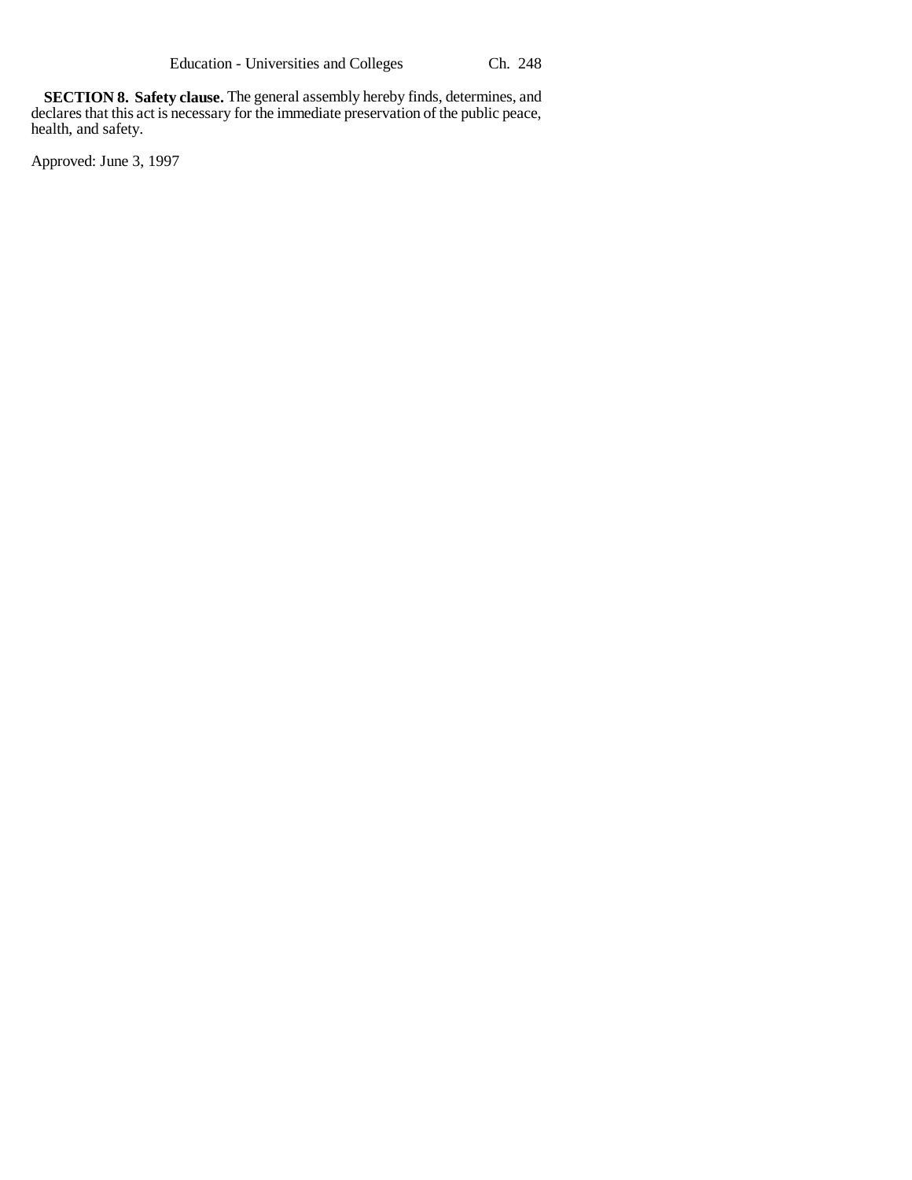**SECTION 8. Safety clause.** The general assembly hereby finds, determines, and declares that this act is necessary for the immediate preservation of the public peace, health, and safety.

Approved: June 3, 1997